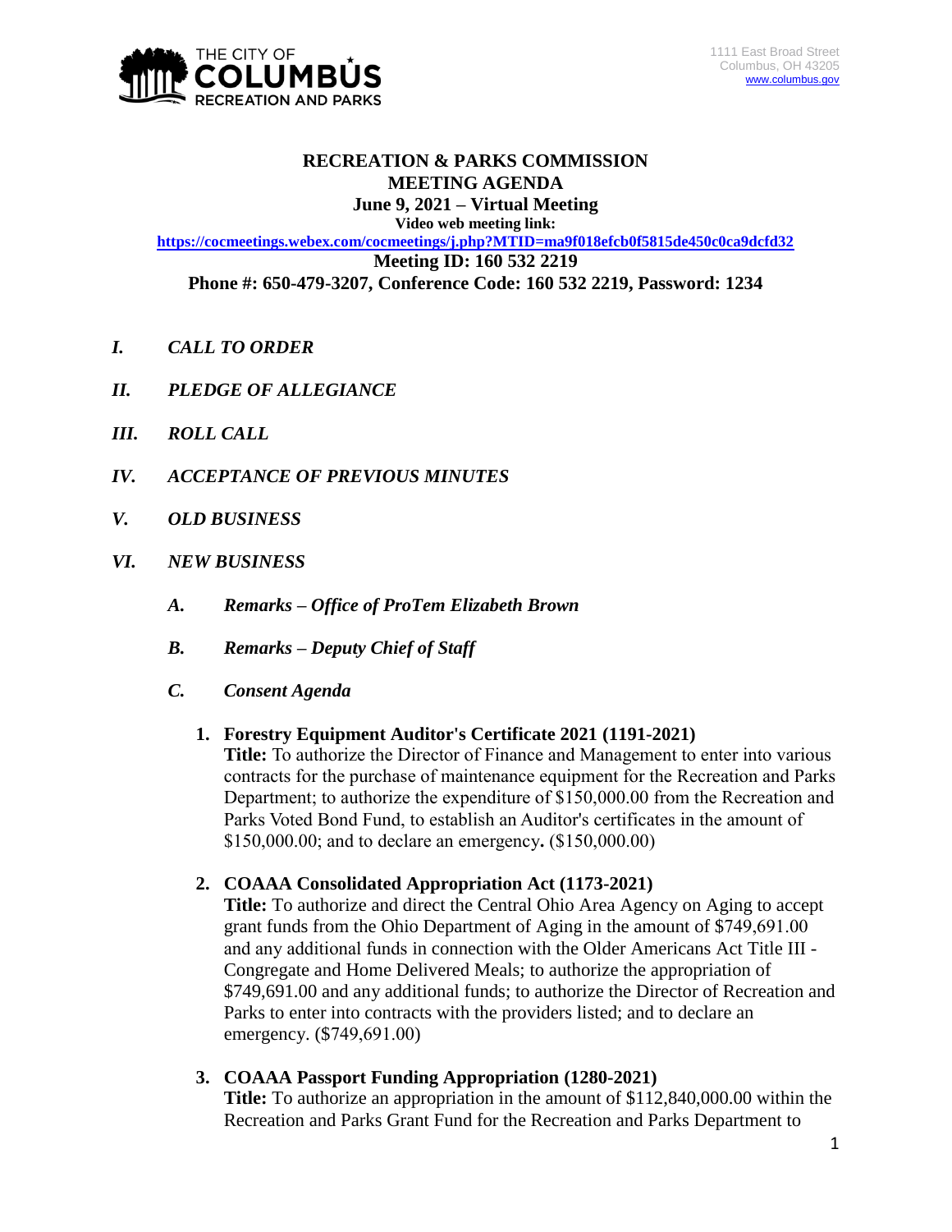1111 East Broad Street
Columbus, OH 43205
www.columbus.gov

# RECREATION & PARKS COMMISSION
## MEETING AGENDA
### June 9, 2021 – Virtual Meeting

**Video web meeting link:**
**https://cocmeetings.webex.com/cocmeetings/j.php?MTID=ma9f018efcb0f5815de450c0ca9dcfd32**
**Meeting ID: 160 532 2219**
**Phone #: 650-479-3207, Conference Code: 160 532 2219, Password: 1234**

***I. CALL TO ORDER***

***II. PLEDGE OF ALLEGIANCE***

***III. ROLL CALL***

***IV. ACCEPTANCE OF PREVIOUS MINUTES***

***V. OLD BUSINESS***

***VI. NEW BUSINESS***

***A. Remarks – Office of ProTem Elizabeth Brown***

***B. Remarks – Deputy Chief of Staff***

***C. Consent Agenda***

1. **Forestry Equipment Auditor's Certificate 2021 (1191-2021)**
   **Title:** To authorize the Director of Finance and Management to enter into various contracts for the purchase of maintenance equipment for the Recreation and Parks Department; to authorize the expenditure of $150,000.00 from the Recreation and Parks Voted Bond Fund, to establish an Auditor's certificates in the amount of $150,000.00; and to declare an emergency**.** ($150,000.00)

2. **COAAA Consolidated Appropriation Act (1173-2021)**
   **Title:** To authorize and direct the Central Ohio Area Agency on Aging to accept grant funds from the Ohio Department of Aging in the amount of $749,691.00 and any additional funds in connection with the Older Americans Act Title III - Congregate and Home Delivered Meals; to authorize the appropriation of $749,691.00 and any additional funds; to authorize the Director of Recreation and Parks to enter into contracts with the providers listed; and to declare an emergency. ($749,691.00)

3. **COAAA Passport Funding Appropriation (1280-2021)**
   **Title:** To authorize an appropriation in the amount of $112,840,000.00 within the Recreation and Parks Grant Fund for the Recreation and Parks Department to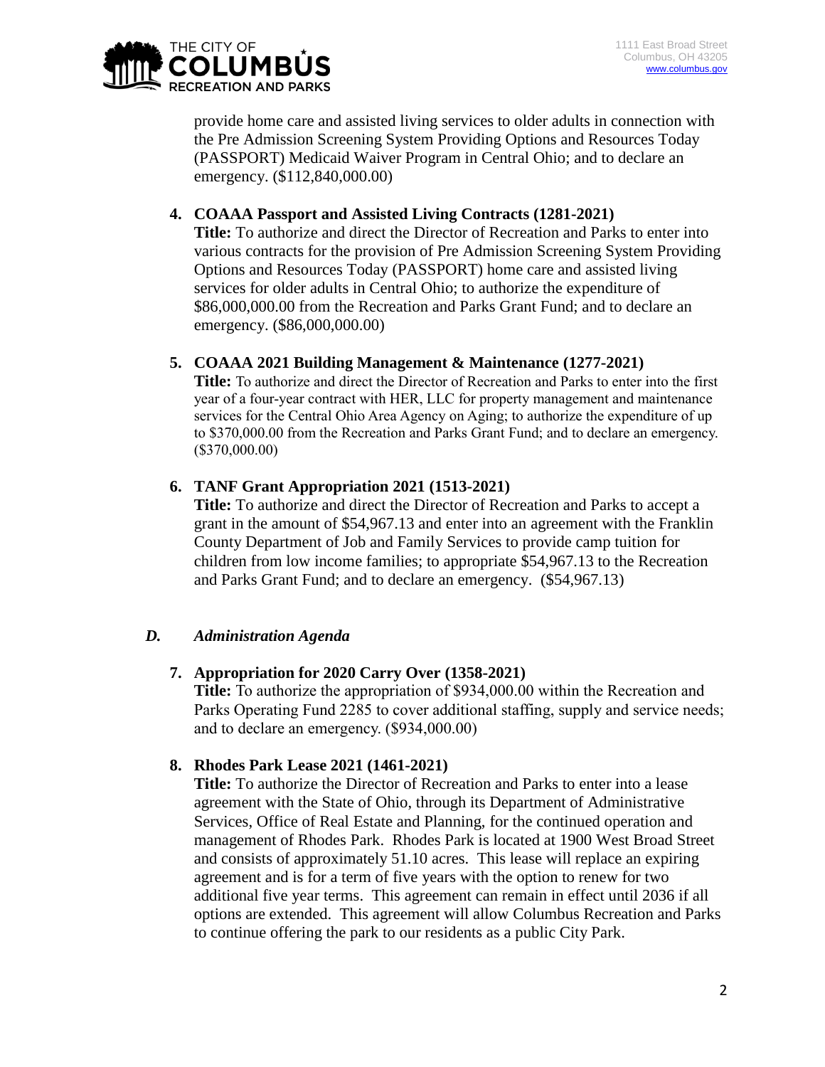provide home care and assisted living services to older adults in connection with the Pre Admission Screening System Providing Options and Resources Today (PASSPORT) Medicaid Waiver Program in Central Ohio; and to declare an emergency. ($112,840,000.00)

4. **COAAA Passport and Assisted Living Contracts (1281-2021)**
   **Title:** To authorize and direct the Director of Recreation and Parks to enter into various contracts for the provision of Pre Admission Screening System Providing Options and Resources Today (PASSPORT) home care and assisted living services for older adults in Central Ohio; to authorize the expenditure of $86,000,000.00 from the Recreation and Parks Grant Fund; and to declare an emergency. ($86,000,000.00)

5. **COAAA 2021 Building Management & Maintenance (1277-2021)**
   **Title:** To authorize and direct the Director of Recreation and Parks to enter into the first year of a four-year contract with HER, LLC for property management and maintenance services for the Central Ohio Area Agency on Aging; to authorize the expenditure of up to $370,000.00 from the Recreation and Parks Grant Fund; and to declare an emergency. ($370,000.00)

6. **TANF Grant Appropriation 2021 (1513-2021)**
   **Title:** To authorize and direct the Director of Recreation and Parks to accept a grant in the amount of $54,967.13 and enter into an agreement with the Franklin County Department of Job and Family Services to provide camp tuition for children from low income families; to appropriate $54,967.13 to the Recreation and Parks Grant Fund; and to declare an emergency. ($54,967.13)

## *D. Administration Agenda*

7. **Appropriation for 2020 Carry Over (1358-2021)**
   **Title:** To authorize the appropriation of $934,000.00 within the Recreation and Parks Operating Fund 2285 to cover additional staffing, supply and service needs; and to declare an emergency. ($934,000.00)

8. **Rhodes Park Lease 2021 (1461-2021)**
   **Title:** To authorize the Director of Recreation and Parks to enter into a lease agreement with the State of Ohio, through its Department of Administrative Services, Office of Real Estate and Planning, for the continued operation and management of Rhodes Park. Rhodes Park is located at 1900 West Broad Street and consists of approximately 51.10 acres. This lease will replace an expiring agreement and is for a term of five years with the option to renew for two additional five year terms. This agreement can remain in effect until 2036 if all options are extended. This agreement will allow Columbus Recreation and Parks to continue offering the park to our residents as a public City Park.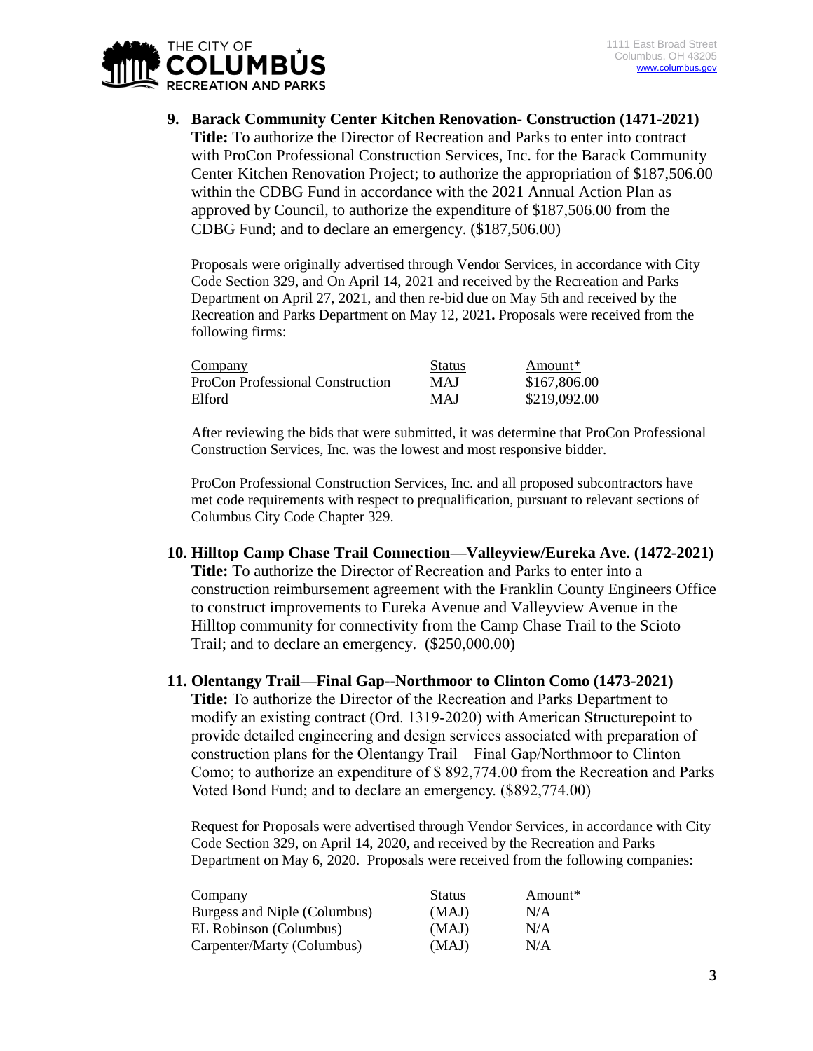**9. Barack Community Center Kitchen Renovation- Construction (1471-2021)**

**Title:** To authorize the Director of Recreation and Parks to enter into contract with ProCon Professional Construction Services, Inc. for the Barack Community Center Kitchen Renovation Project; to authorize the appropriation of $187,506.00 within the CDBG Fund in accordance with the 2021 Annual Action Plan as approved by Council, to authorize the expenditure of $187,506.00 from the CDBG Fund; and to declare an emergency. ($187,506.00)

Proposals were originally advertised through Vendor Services, in accordance with City Code Section 329, and On April 14, 2021 and received by the Recreation and Parks Department on April 27, 2021, and then re-bid due on May 5th and received by the Recreation and Parks Department on May 12, 2021**.** Proposals were received from the following firms:

| Company | Status | Amount* |
|---|---|---|
| ProCon Professional Construction | MAJ | $167,806.00 |
| Elford | MAJ | $219,092.00 |

After reviewing the bids that were submitted, it was determine that ProCon Professional Construction Services, Inc. was the lowest and most responsive bidder.

ProCon Professional Construction Services, Inc. and all proposed subcontractors have met code requirements with respect to prequalification, pursuant to relevant sections of Columbus City Code Chapter 329.

**10. Hilltop Camp Chase Trail Connection—Valleyview/Eureka Ave. (1472-2021)**

**Title:** To authorize the Director of Recreation and Parks to enter into a construction reimbursement agreement with the Franklin County Engineers Office to construct improvements to Eureka Avenue and Valleyview Avenue in the Hilltop community for connectivity from the Camp Chase Trail to the Scioto Trail; and to declare an emergency. ($250,000.00)

**11. Olentangy Trail—Final Gap--Northmoor to Clinton Como (1473-2021)**

**Title:** To authorize the Director of the Recreation and Parks Department to modify an existing contract (Ord. 1319-2020) with American Structurepoint to provide detailed engineering and design services associated with preparation of construction plans for the Olentangy Trail—Final Gap/Northmoor to Clinton Como; to authorize an expenditure of $ 892,774.00 from the Recreation and Parks Voted Bond Fund; and to declare an emergency. ($892,774.00)

Request for Proposals were advertised through Vendor Services, in accordance with City Code Section 329, on April 14, 2020, and received by the Recreation and Parks Department on May 6, 2020. Proposals were received from the following companies:

| Company | Status | Amount* |
|---|---|---|
| Burgess and Niple (Columbus) | (MAJ) | N/A |
| EL Robinson (Columbus) | (MAJ) | N/A |
| Carpenter/Marty (Columbus) | (MAJ) | N/A |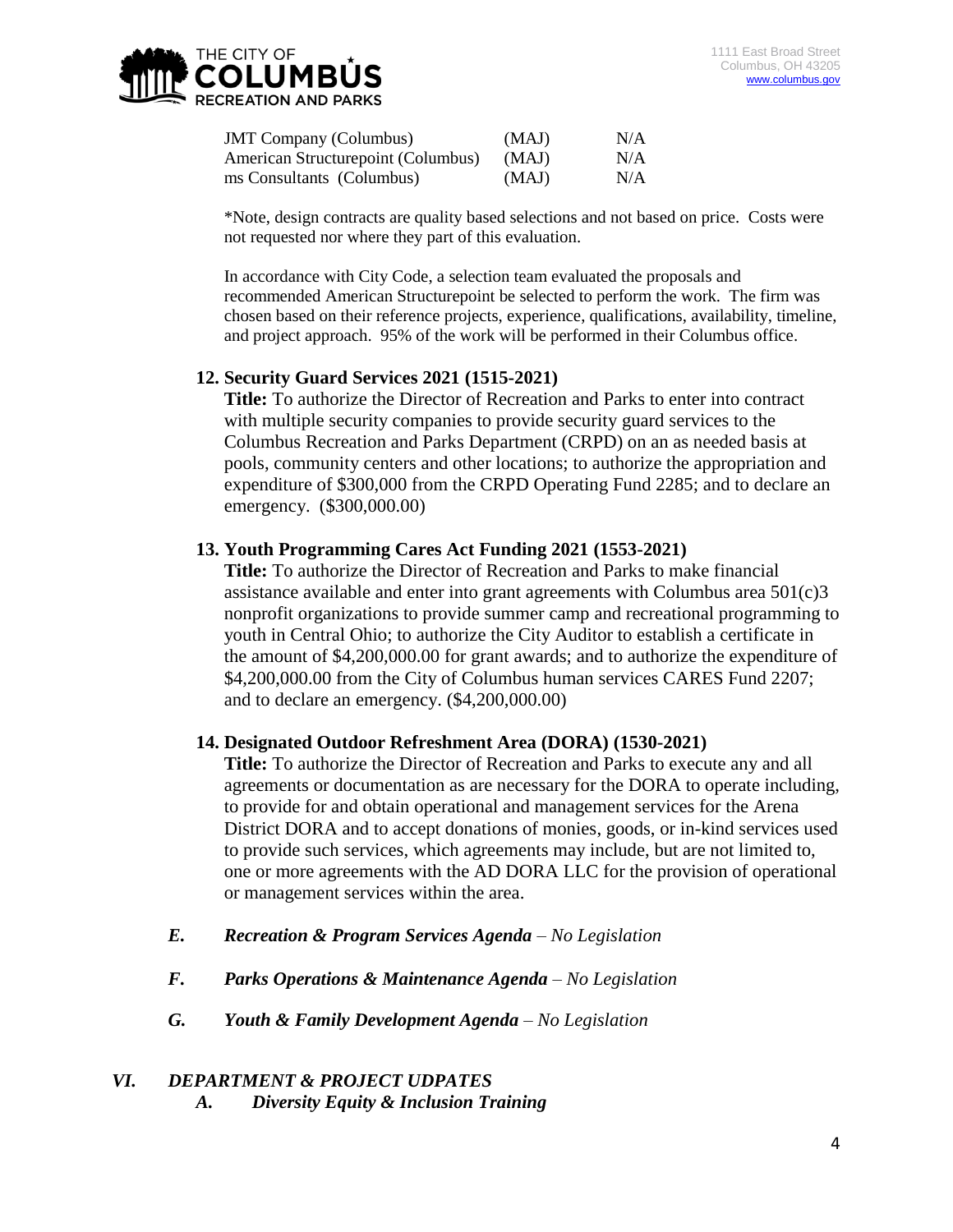| | | |
|---|---|---|
| JMT Company (Columbus) | (MAJ) | N/A |
| American Structurepoint (Columbus) | (MAJ) | N/A |
| ms Consultants (Columbus) | (MAJ) | N/A |

*Note, design contracts are quality based selections and not based on price. Costs were not requested nor where they part of this evaluation.

In accordance with City Code, a selection team evaluated the proposals and recommended American Structurepoint be selected to perform the work. The firm was chosen based on their reference projects, experience, qualifications, availability, timeline, and project approach. 95% of the work will be performed in their Columbus office.

**12. Security Guard Services 2021 (1515-2021)**

**Title:** To authorize the Director of Recreation and Parks to enter into contract with multiple security companies to provide security guard services to the Columbus Recreation and Parks Department (CRPD) on an as needed basis at pools, community centers and other locations; to authorize the appropriation and expenditure of $300,000 from the CRPD Operating Fund 2285; and to declare an emergency. ($300,000.00)

**13. Youth Programming Cares Act Funding 2021 (1553-2021)**

**Title:** To authorize the Director of Recreation and Parks to make financial assistance available and enter into grant agreements with Columbus area 501(c)3 nonprofit organizations to provide summer camp and recreational programming to youth in Central Ohio; to authorize the City Auditor to establish a certificate in the amount of $4,200,000.00 for grant awards; and to authorize the expenditure of $4,200,000.00 from the City of Columbus human services CARES Fund 2207; and to declare an emergency. ($4,200,000.00)

**14. Designated Outdoor Refreshment Area (DORA) (1530-2021)**

**Title:** To authorize the Director of Recreation and Parks to execute any and all agreements or documentation as are necessary for the DORA to operate including, to provide for and obtain operational and management services for the Arena District DORA and to accept donations of monies, goods, or in-kind services used to provide such services, which agreements may include, but are not limited to, one or more agreements with the AD DORA LLC for the provision of operational or management services within the area.

***E. Recreation & Program Services Agenda** – No Legislation*

***F. Parks Operations & Maintenance Agenda** – No Legislation*

***G. Youth & Family Development Agenda** – No Legislation*

## *VI. DEPARTMENT & PROJECT UDPATES*

### *A. Diversity Equity & Inclusion Training*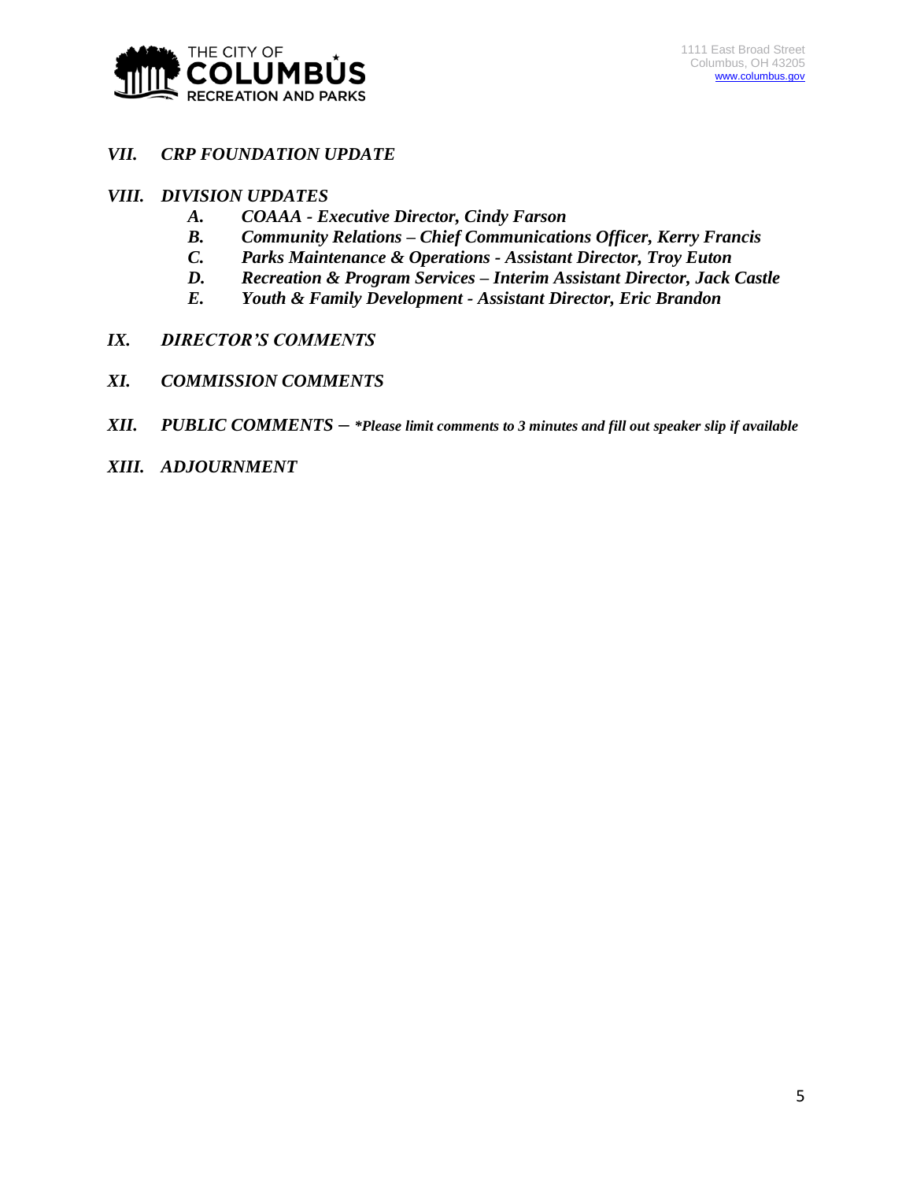THE CITY OF COLUMBUS RECREATION AND PARKS

1111 East Broad Street
Columbus, OH 43205
www.columbus.gov

*VII. CRP FOUNDATION UPDATE*

*VIII. DIVISION UPDATES*

- *A. COAAA - Executive Director, Cindy Farson*
- *B. Community Relations – Chief Communications Officer, Kerry Francis*
- *C. Parks Maintenance & Operations - Assistant Director, Troy Euton*
- *D. Recreation & Program Services – Interim Assistant Director, Jack Castle*
- *E. Youth & Family Development - Assistant Director, Eric Brandon*

*IX. DIRECTOR'S COMMENTS*

*XI. COMMISSION COMMENTS*

*XII. PUBLIC COMMENTS – \*Please limit comments to 3 minutes and fill out speaker slip if available*

*XIII. ADJOURNMENT*